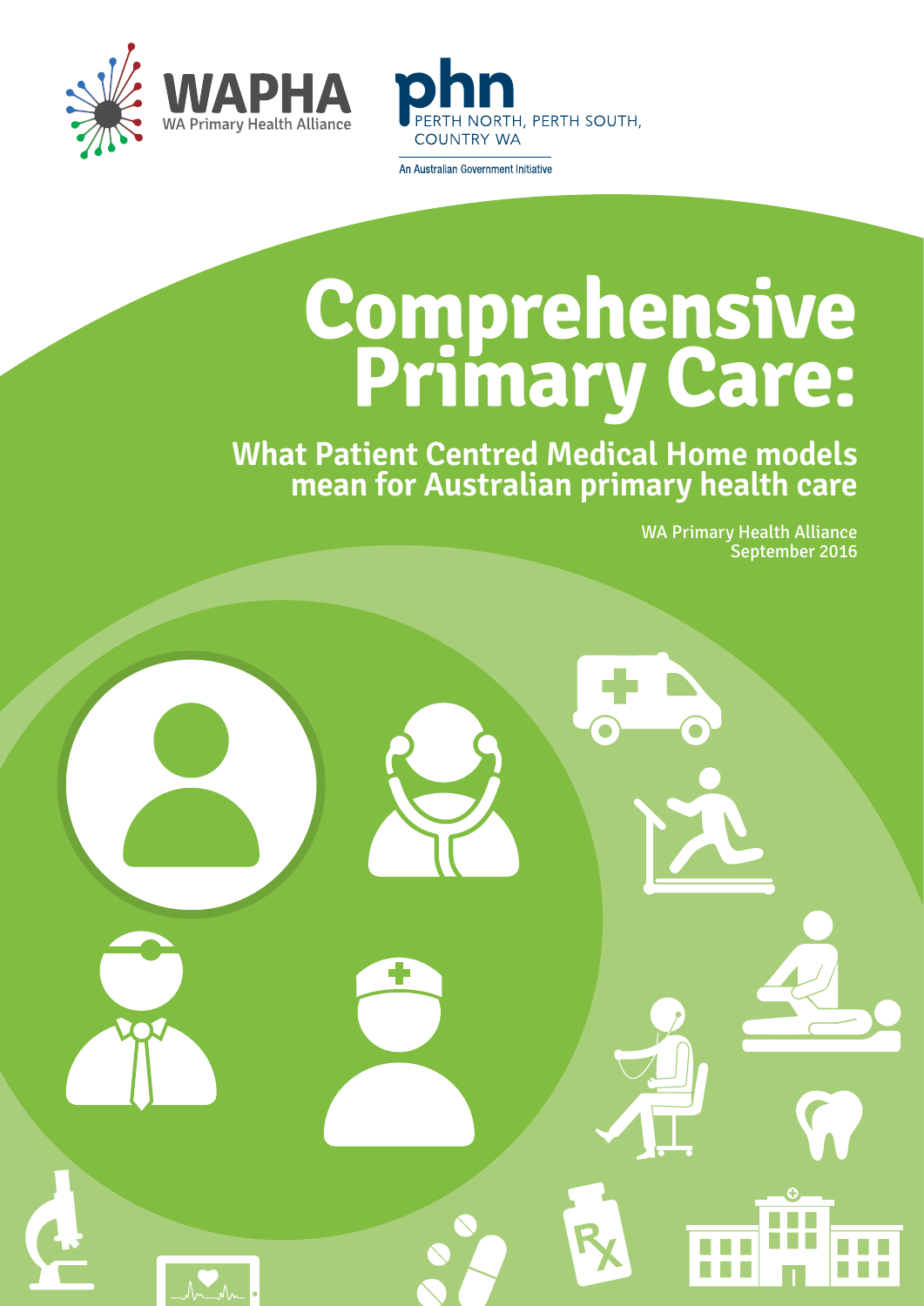WAPHA
WA Primary Health Alliance

phn
PERTH NORTH, PERTH SOUTH, COUNTRY WA

An Australian Government Initiative

# Comprehensive Primary Care:

## What Patient Centred Medical Home models mean for Australian primary health care

WA Primary Health Alliance
September 2016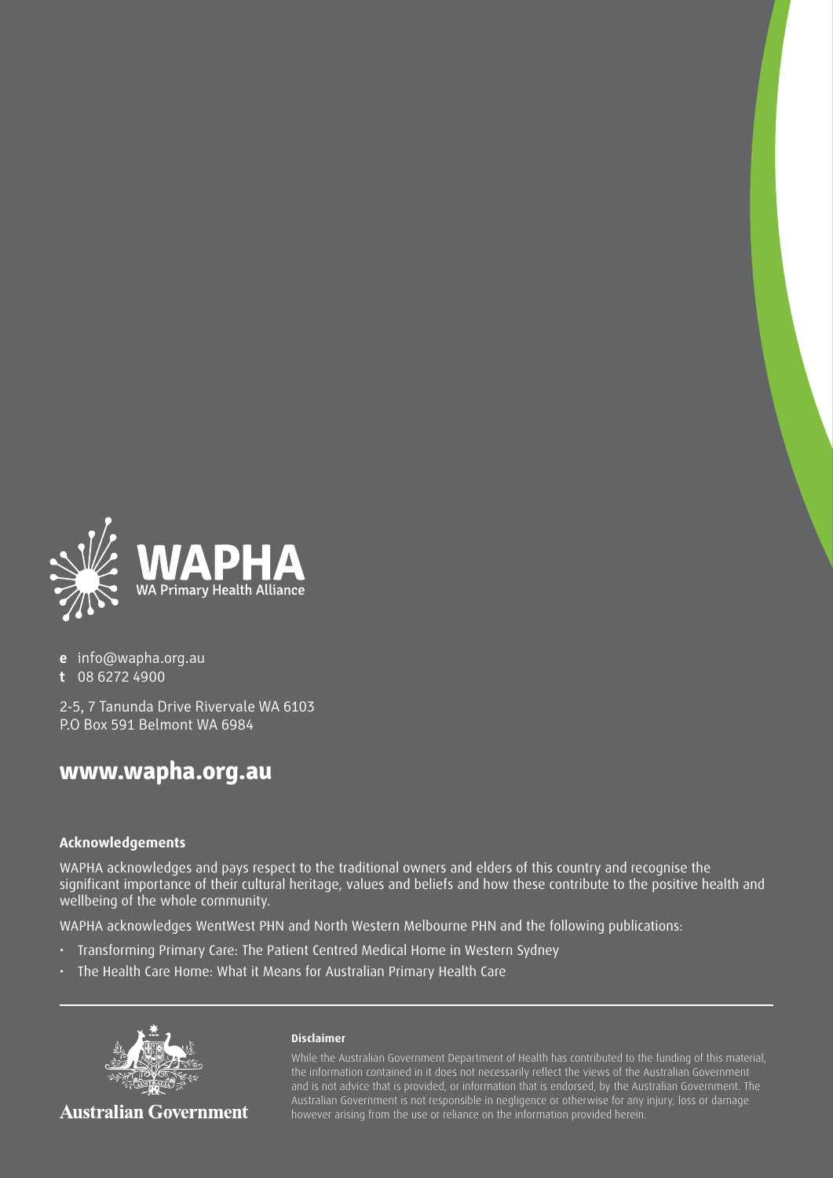WAPHA

WA Primary Health Alliance

**e** info@wapha.org.au
**t** 08 6272 4900

2-5, 7 Tanunda Drive Rivervale WA 6103
P.O Box 591 Belmont WA 6984

## www.wapha.org.au

### Acknowledgements

WAPHA acknowledges and pays respect to the traditional owners and elders of this country and recognise the significant importance of their cultural heritage, values and beliefs and how these contribute to the positive health and wellbeing of the whole community.

WAPHA acknowledges WentWest PHN and North Western Melbourne PHN and the following publications:

- Transforming Primary Care: The Patient Centred Medical Home in Western Sydney
- The Health Care Home: What it Means for Australian Primary Health Care

Australian Government

### Disclaimer

While the Australian Government Department of Health has contributed to the funding of this material, the information contained in it does not necessarily reflect the views of the Australian Government and is not advice that is provided, or information that is endorsed, by the Australian Government. The Australian Government is not responsible in negligence or otherwise for any injury, loss or damage however arising from the use or reliance on the information provided herein.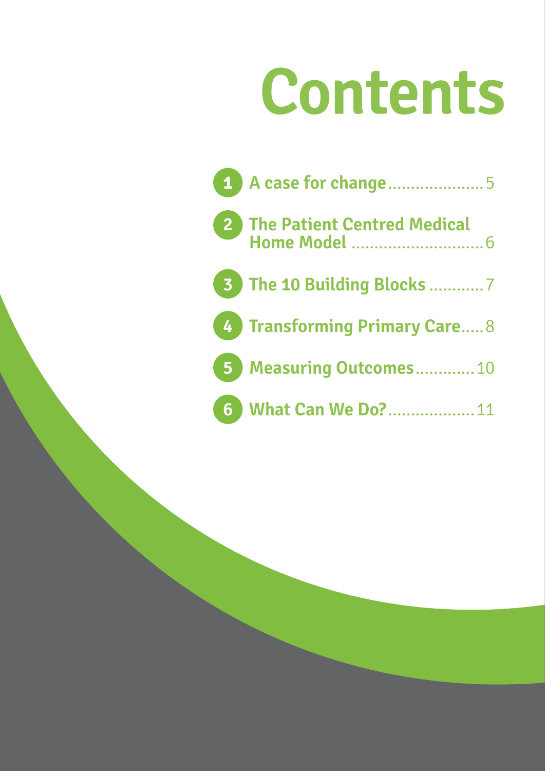# Contents

1. A case for change ..................... 5
2. The Patient Centred Medical Home Model ............................. 6
3. The 10 Building Blocks ............ 7
4. Transforming Primary Care..... 8
5. Measuring Outcomes............. 10
6. What Can We Do?................... 11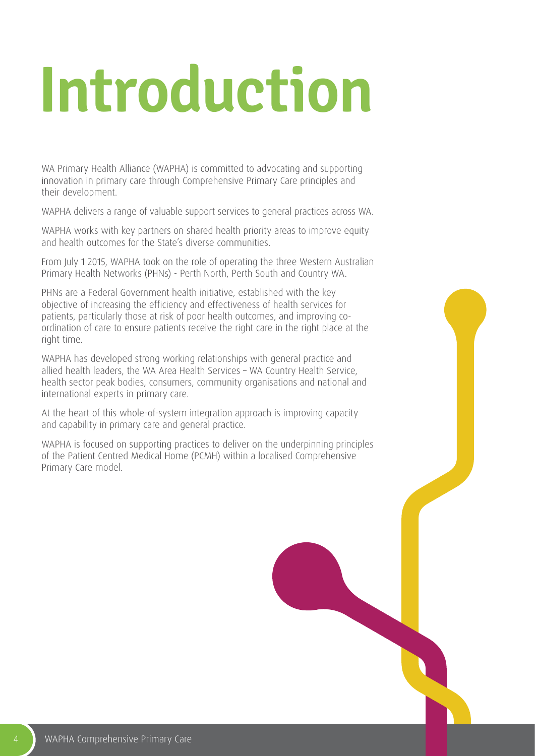# Introduction

WA Primary Health Alliance (WAPHA) is committed to advocating and supporting innovation in primary care through Comprehensive Primary Care principles and their development.

WAPHA delivers a range of valuable support services to general practices across WA.

WAPHA works with key partners on shared health priority areas to improve equity and health outcomes for the State's diverse communities.

From July 1 2015, WAPHA took on the role of operating the three Western Australian Primary Health Networks (PHNs) - Perth North, Perth South and Country WA.

PHNs are a Federal Government health initiative, established with the key objective of increasing the efficiency and effectiveness of health services for patients, particularly those at risk of poor health outcomes, and improving co-ordination of care to ensure patients receive the right care in the right place at the right time.

WAPHA has developed strong working relationships with general practice and allied health leaders, the WA Area Health Services – WA Country Health Service, health sector peak bodies, consumers, community organisations and national and international experts in primary care.

At the heart of this whole-of-system integration approach is improving capacity and capability in primary care and general practice.

WAPHA is focused on supporting practices to deliver on the underpinning principles of the Patient Centred Medical Home (PCMH) within a localised Comprehensive Primary Care model.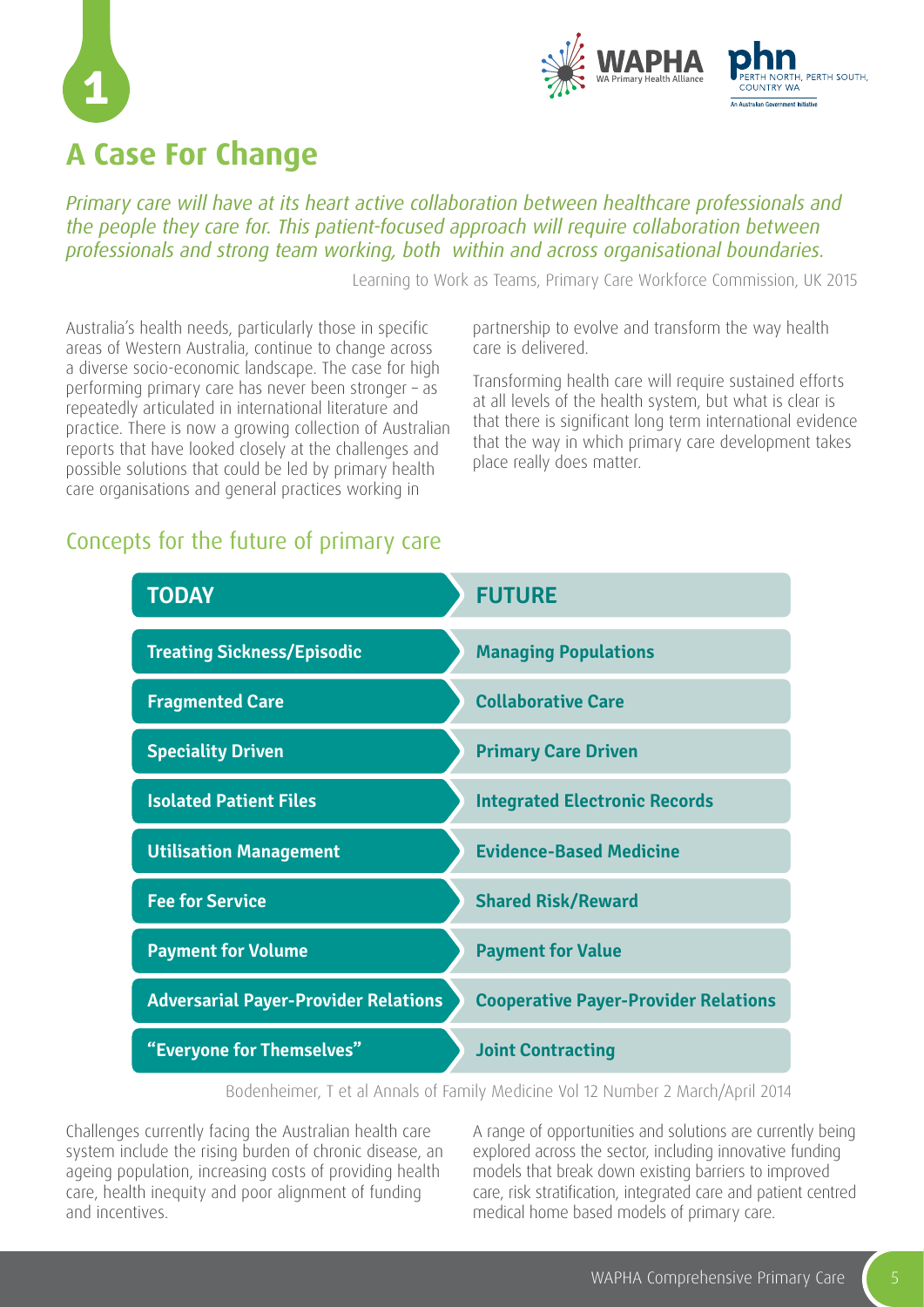# A Case For Change

*Primary care will have at its heart active collaboration between healthcare professionals and the people they care for. This patient-focused approach will require collaboration between professionals and strong team working, both within and across organisational boundaries.*

Learning to Work as Teams, Primary Care Workforce Commission, UK 2015

Australia's health needs, particularly those in specific areas of Western Australia, continue to change across a diverse socio-economic landscape. The case for high performing primary care has never been stronger – as repeatedly articulated in international literature and practice. There is now a growing collection of Australian reports that have looked closely at the challenges and possible solutions that could be led by primary health care organisations and general practices working in partnership to evolve and transform the way health care is delivered.

Transforming health care will require sustained efforts at all levels of the health system, but what is clear is that there is significant long term international evidence that the way in which primary care development takes place really does matter.

## Concepts for the future of primary care

| TODAY | FUTURE |
|---|---|
| **Treating Sickness/Episodic** | **Managing Populations** |
| **Fragmented Care** | **Collaborative Care** |
| **Speciality Driven** | **Primary Care Driven** |
| **Isolated Patient Files** | **Integrated Electronic Records** |
| **Utilisation Management** | **Evidence-Based Medicine** |
| **Fee for Service** | **Shared Risk/Reward** |
| **Payment for Volume** | **Payment for Value** |
| **Adversarial Payer-Provider Relations** | **Cooperative Payer-Provider Relations** |
| **"Everyone for Themselves"** | **Joint Contracting** |

Bodenheimer, T et al Annals of Family Medicine Vol 12 Number 2 March/April 2014

Challenges currently facing the Australian health care system include the rising burden of chronic disease, an ageing population, increasing costs of providing health care, health inequity and poor alignment of funding and incentives.

A range of opportunities and solutions are currently being explored across the sector, including innovative funding models that break down existing barriers to improved care, risk stratification, integrated care and patient centred medical home based models of primary care.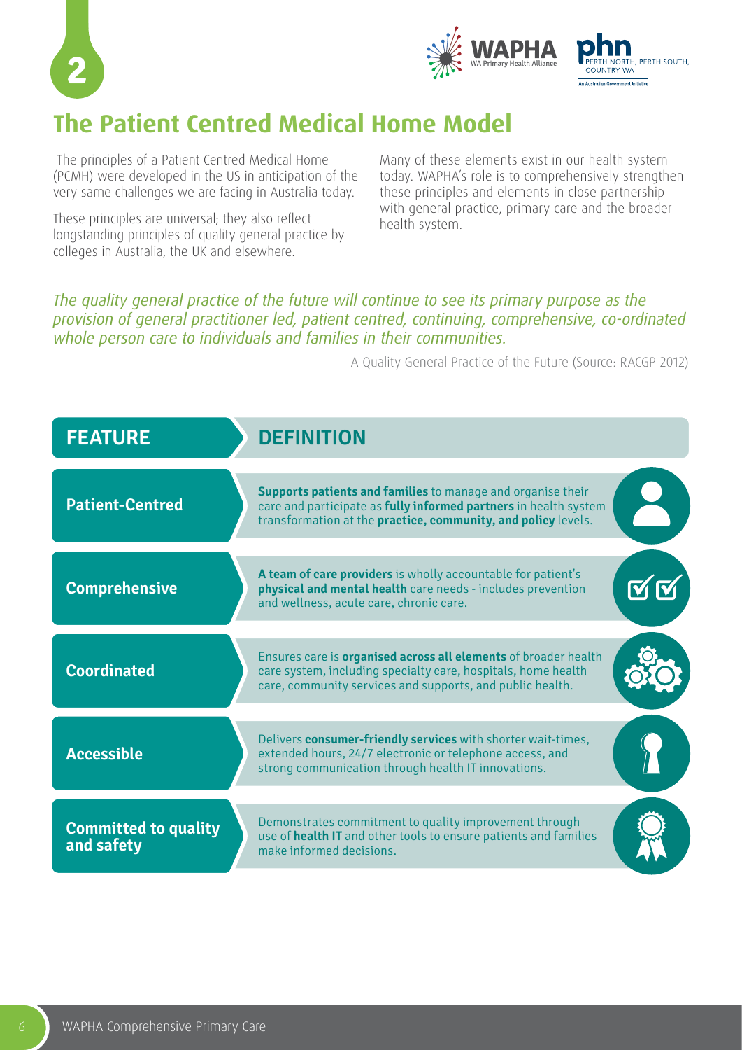# 2

## The Patient Centred Medical Home Model

The principles of a Patient Centred Medical Home (PCMH) were developed in the US in anticipation of the very same challenges we are facing in Australia today.

These principles are universal; they also reflect longstanding principles of quality general practice by colleges in Australia, the UK and elsewhere.

Many of these elements exist in our health system today. WAPHA's role is to comprehensively strengthen these principles and elements in close partnership with general practice, primary care and the broader health system.

*The quality general practice of the future will continue to see its primary purpose as the provision of general practitioner led, patient centred, continuing, comprehensive, co-ordinated whole person care to individuals and families in their communities.*

A Quality General Practice of the Future (Source: RACGP 2012)

| FEATURE | DEFINITION |
|---|---|
| Patient-Centred | **Supports patients and families** to manage and organise their care and participate as **fully informed partners** in health system transformation at the **practice, community, and policy** levels. |
| Comprehensive | **A team of care providers** is wholly accountable for patient's **physical and mental health** care needs - includes prevention and wellness, acute care, chronic care. |
| Coordinated | Ensures care is **organised across all elements** of broader health care system, including specialty care, hospitals, home health care, community services and supports, and public health. |
| Accessible | Delivers **consumer-friendly services** with shorter wait-times, extended hours, 24/7 electronic or telephone access, and strong communication through health IT innovations. |
| Committed to quality and safety | Demonstrates commitment to quality improvement through use of **health IT** and other tools to ensure patients and families make informed decisions. |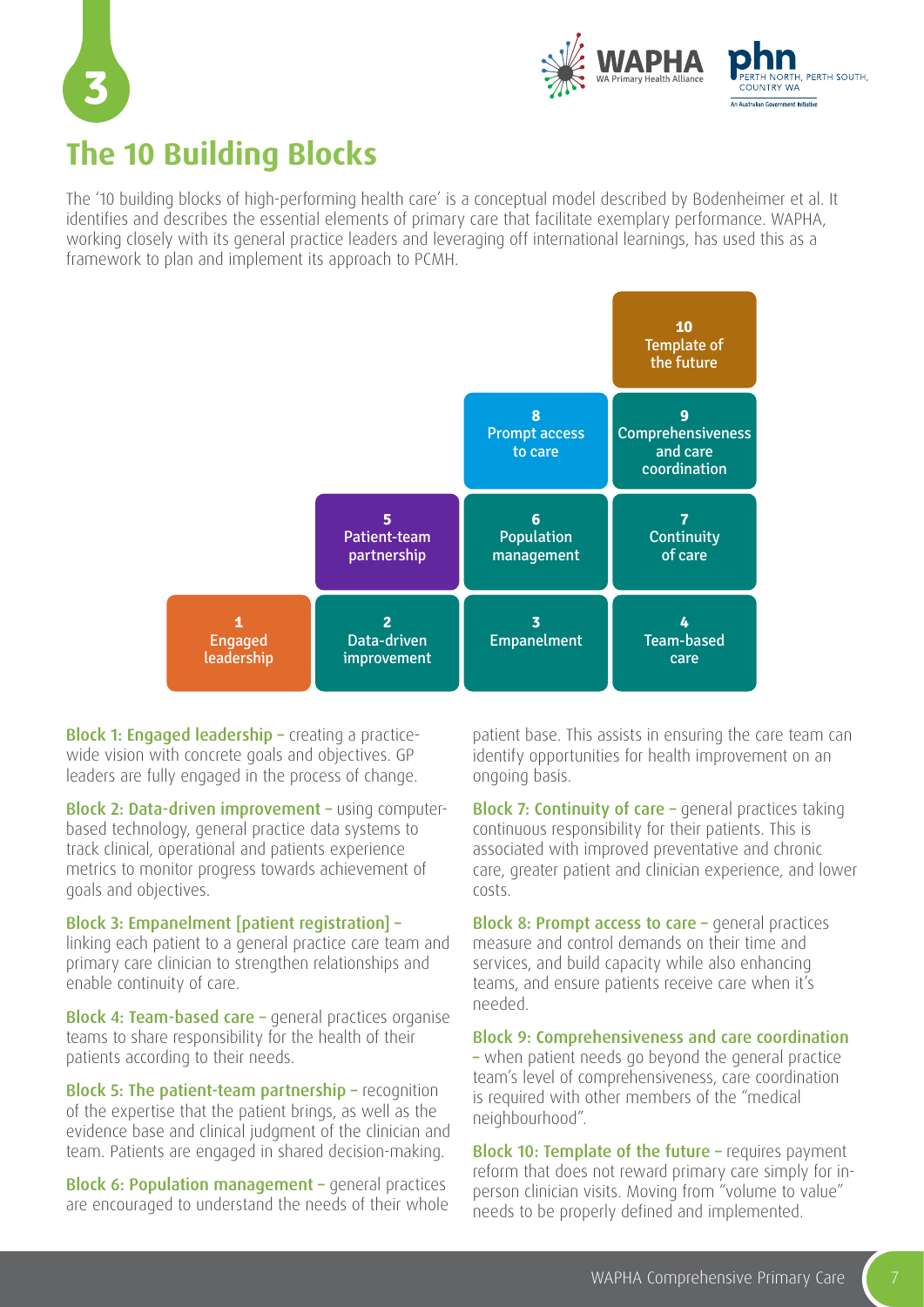## The 10 Building Blocks

The '10 building blocks of high-performing health care' is a conceptual model described by Bodenheimer et al. It identifies and describes the essential elements of primary care that facilitate exemplary performance. WAPHA, working closely with its general practice leaders and leveraging off international learnings, has used this as a framework to plan and implement its approach to PCMH.

| | | | |
|---|---|---|---|
| | | | **10** Template of the future |
| | | **8** Prompt access to care | **9** Comprehensiveness and care coordination |
| | **5** Patient-team partnership | **6** Population management | **7** Continuity of care |
| **1** Engaged leadership | **2** Data-driven improvement | **3** Empanelment | **4** Team-based care |

**Block 1: Engaged leadership –** creating a practice-wide vision with concrete goals and objectives. GP leaders are fully engaged in the process of change.

**Block 2: Data-driven improvement –** using computer-based technology, general practice data systems to track clinical, operational and patients experience metrics to monitor progress towards achievement of goals and objectives.

**Block 3: Empanelment [patient registration] –** linking each patient to a general practice care team and primary care clinician to strengthen relationships and enable continuity of care.

**Block 4: Team-based care –** general practices organise teams to share responsibility for the health of their patients according to their needs.

**Block 5: The patient-team partnership –** recognition of the expertise that the patient brings, as well as the evidence base and clinical judgment of the clinician and team. Patients are engaged in shared decision-making.

**Block 6: Population management –** general practices are encouraged to understand the needs of their whole patient base. This assists in ensuring the care team can identify opportunities for health improvement on an ongoing basis.

**Block 7: Continuity of care –** general practices taking continuous responsibility for their patients. This is associated with improved preventative and chronic care, greater patient and clinician experience, and lower costs.

**Block 8: Prompt access to care –** general practices measure and control demands on their time and services, and build capacity while also enhancing teams, and ensure patients receive care when it's needed.

**Block 9: Comprehensiveness and care coordination –** when patient needs go beyond the general practice team's level of comprehensiveness, care coordination is required with other members of the "medical neighbourhood".

**Block 10: Template of the future –** requires payment reform that does not reward primary care simply for in-person clinician visits. Moving from "volume to value" needs to be properly defined and implemented.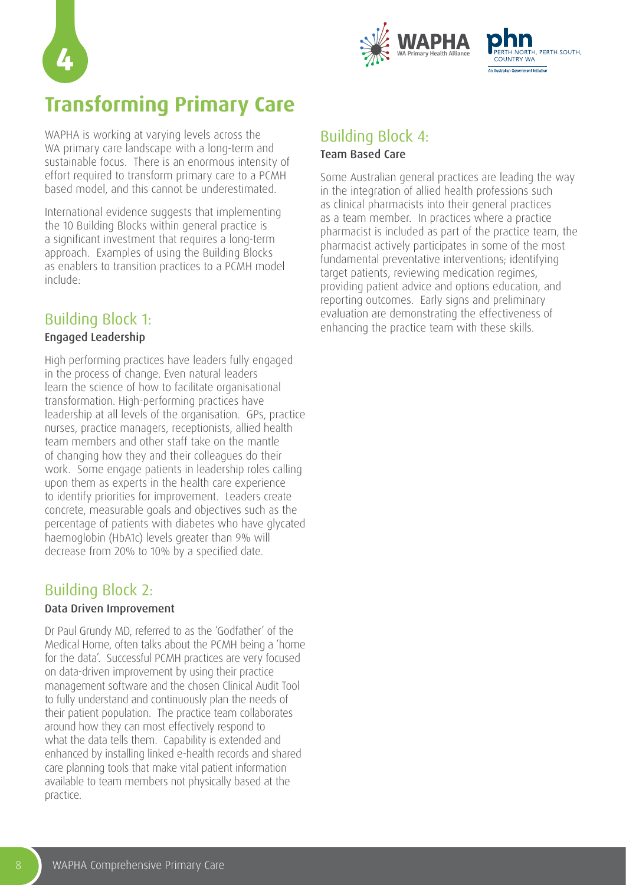# Transforming Primary Care

WAPHA is working at varying levels across the WA primary care landscape with a long-term and sustainable focus. There is an enormous intensity of effort required to transform primary care to a PCMH based model, and this cannot be underestimated.

International evidence suggests that implementing the 10 Building Blocks within general practice is a significant investment that requires a long-term approach. Examples of using the Building Blocks as enablers to transition practices to a PCMH model include:

## Building Block 1:

### Engaged Leadership

High performing practices have leaders fully engaged in the process of change. Even natural leaders learn the science of how to facilitate organisational transformation. High-performing practices have leadership at all levels of the organisation. GPs, practice nurses, practice managers, receptionists, allied health team members and other staff take on the mantle of changing how they and their colleagues do their work. Some engage patients in leadership roles calling upon them as experts in the health care experience to identify priorities for improvement. Leaders create concrete, measurable goals and objectives such as the percentage of patients with diabetes who have glycated haemoglobin (HbA1c) levels greater than 9% will decrease from 20% to 10% by a specified date.

## Building Block 2:

### Data Driven Improvement

Dr Paul Grundy MD, referred to as the 'Godfather' of the Medical Home, often talks about the PCMH being a 'home for the data'. Successful PCMH practices are very focused on data-driven improvement by using their practice management software and the chosen Clinical Audit Tool to fully understand and continuously plan the needs of their patient population. The practice team collaborates around how they can most effectively respond to what the data tells them. Capability is extended and enhanced by installing linked e-health records and shared care planning tools that make vital patient information available to team members not physically based at the practice.

## Building Block 4:

### Team Based Care

Some Australian general practices are leading the way in the integration of allied health professions such as clinical pharmacists into their general practices as a team member. In practices where a practice pharmacist is included as part of the practice team, the pharmacist actively participates in some of the most fundamental preventative interventions; identifying target patients, reviewing medication regimes, providing patient advice and options education, and reporting outcomes. Early signs and preliminary evaluation are demonstrating the effectiveness of enhancing the practice team with these skills.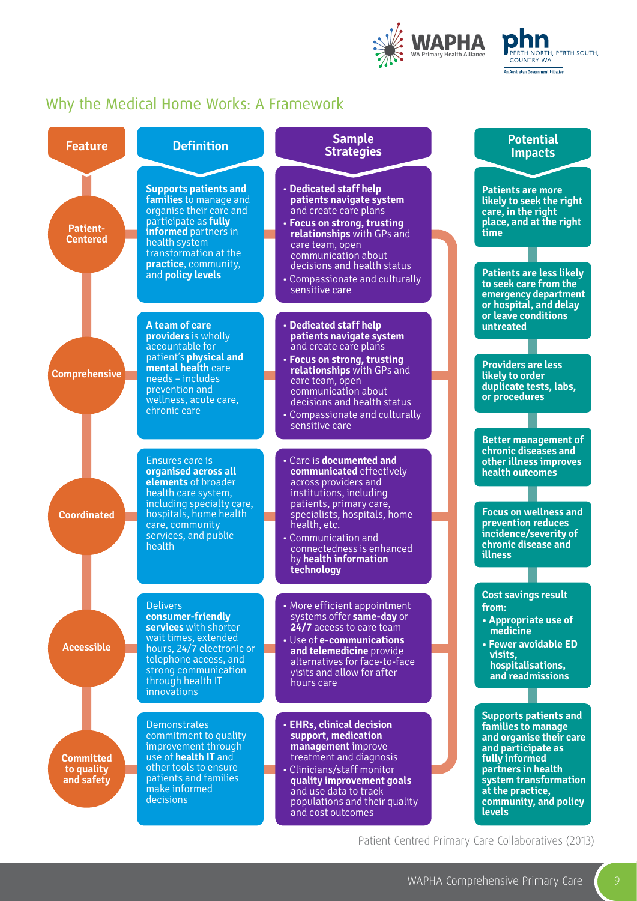## Why the Medical Home Works: A Framework

| Feature | Definition | Sample Strategies |
|---|---|---|
| Patient-Centered | **Supports patients and families** to manage and organise their care and participate as **fully informed** partners in health system transformation at the **practice**, community, and **policy levels** | • **Dedicated staff help patients navigate system** and create care plans<br>• **Focus on strong, trusting relationships** with GPs and care team, open communication about decisions and health status<br>• Compassionate and culturally sensitive care |
| Comprehensive | **A team of care providers** is wholly accountable for patient's **physical and mental health** care needs – includes prevention and wellness, acute care, chronic care | • **Dedicated staff help patients navigate system** and create care plans<br>• **Focus on strong, trusting relationships** with GPs and care team, open communication about decisions and health status<br>• Compassionate and culturally sensitive care |
| Coordinated | Ensures care is **organised across all elements** of broader health care system, including specialty care, hospitals, home health care, community services, and public health | • Care is **documented and communicated** effectively across providers and institutions, including patients, primary care, specialists, hospitals, home health, etc.<br>• Communication and connectedness is enhanced by **health information technology** |
| Accessible | Delivers **consumer-friendly services** with shorter wait times, extended hours, 24/7 electronic or telephone access, and strong communication through health IT innovations | • More efficient appointment systems offer **same-day** or **24/7** access to care team<br>• Use of **e-communications and telemedicine** provide alternatives for face-to-face visits and allow for after hours care |
| Committed to quality and safety | Demonstrates commitment to quality improvement through use of **health IT** and other tools to ensure patients and families make informed decisions | • **EHRs, clinical decision support, medication management** improve treatment and diagnosis<br>• Clinicians/staff monitor **quality improvement goals** and use data to track populations and their quality and cost outcomes |

### Potential Impacts

- **Patients are more likely to seek the right care, in the right place, and at the right time**
- **Patients are less likely to seek care from the emergency department or hospital, and delay or leave conditions untreated**
- **Providers are less likely to order duplicate tests, labs, or procedures**
- **Better management of chronic diseases and other illness improves health outcomes**
- **Focus on wellness and prevention reduces incidence/severity of chronic disease and illness**
- **Cost savings result from:**
  - **Appropriate use of medicine**
  - **Fewer avoidable ED visits, hospitalisations, and readmissions**
- **Supports patients and families to manage and organise their care and participate as fully informed partners in health system transformation at the practice, community, and policy levels**

Patient Centred Primary Care Collaboratives (2013)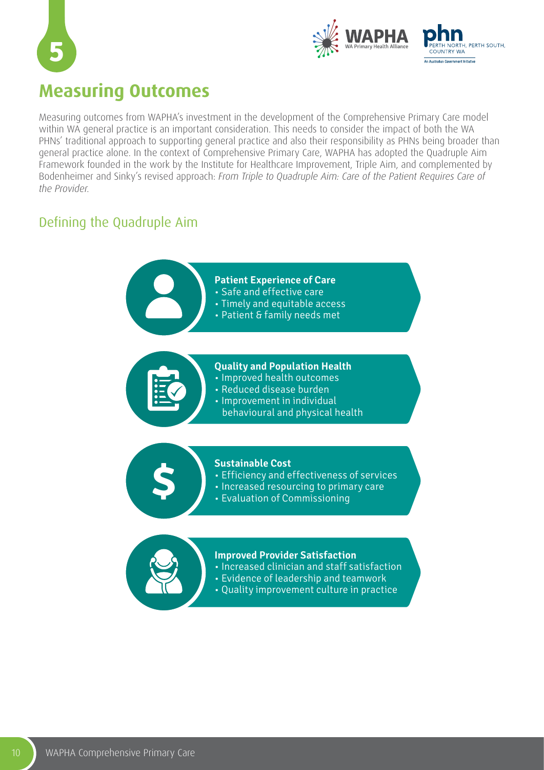## 5 Measuring Outcomes

Measuring outcomes from WAPHA's investment in the development of the Comprehensive Primary Care model within WA general practice is an important consideration. This needs to consider the impact of both the WA PHNs' traditional approach to supporting general practice and also their responsibility as PHNs being broader than general practice alone. In the context of Comprehensive Primary Care, WAPHA has adopted the Quadruple Aim Framework founded in the work by the Institute for Healthcare Improvement, Triple Aim, and complemented by Bodenheimer and Sinky's revised approach: *From Triple to Quadruple Aim: Care of the Patient Requires Care of the Provider.*

### Defining the Quadruple Aim

**Patient Experience of Care**
- Safe and effective care
- Timely and equitable access
- Patient & family needs met

**Quality and Population Health**
- Improved health outcomes
- Reduced disease burden
- Improvement in individual behavioural and physical health

**Sustainable Cost**
- Efficiency and effectiveness of services
- Increased resourcing to primary care
- Evaluation of Commissioning

**Improved Provider Satisfaction**
- Increased clinician and staff satisfaction
- Evidence of leadership and teamwork
- Quality improvement culture in practice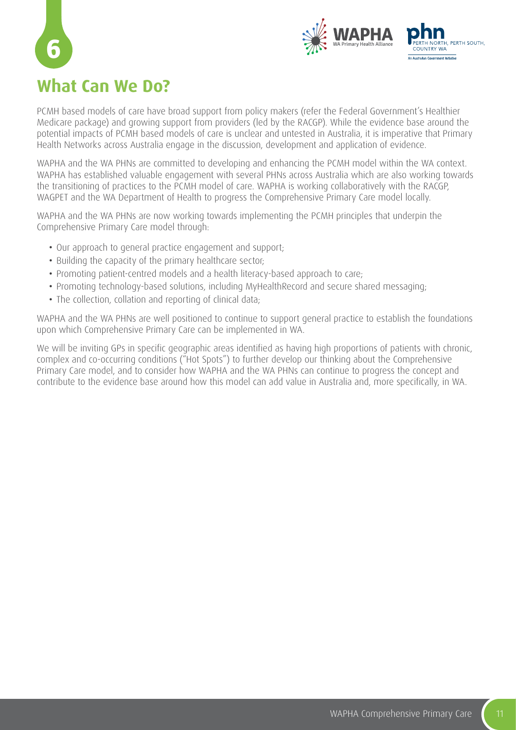# 6

## What Can We Do?

PCMH based models of care have broad support from policy makers (refer the Federal Government's Healthier Medicare package) and growing support from providers (led by the RACGP). While the evidence base around the potential impacts of PCMH based models of care is unclear and untested in Australia, it is imperative that Primary Health Networks across Australia engage in the discussion, development and application of evidence.

WAPHA and the WA PHNs are committed to developing and enhancing the PCMH model within the WA context. WAPHA has established valuable engagement with several PHNs across Australia which are also working towards the transitioning of practices to the PCMH model of care. WAPHA is working collaboratively with the RACGP, WAGPET and the WA Department of Health to progress the Comprehensive Primary Care model locally.

WAPHA and the WA PHNs are now working towards implementing the PCMH principles that underpin the Comprehensive Primary Care model through:

- Our approach to general practice engagement and support;
- Building the capacity of the primary healthcare sector;
- Promoting patient-centred models and a health literacy-based approach to care;
- Promoting technology-based solutions, including MyHealthRecord and secure shared messaging;
- The collection, collation and reporting of clinical data;

WAPHA and the WA PHNs are well positioned to continue to support general practice to establish the foundations upon which Comprehensive Primary Care can be implemented in WA.

We will be inviting GPs in specific geographic areas identified as having high proportions of patients with chronic, complex and co-occurring conditions ("Hot Spots") to further develop our thinking about the Comprehensive Primary Care model, and to consider how WAPHA and the WA PHNs can continue to progress the concept and contribute to the evidence base around how this model can add value in Australia and, more specifically, in WA.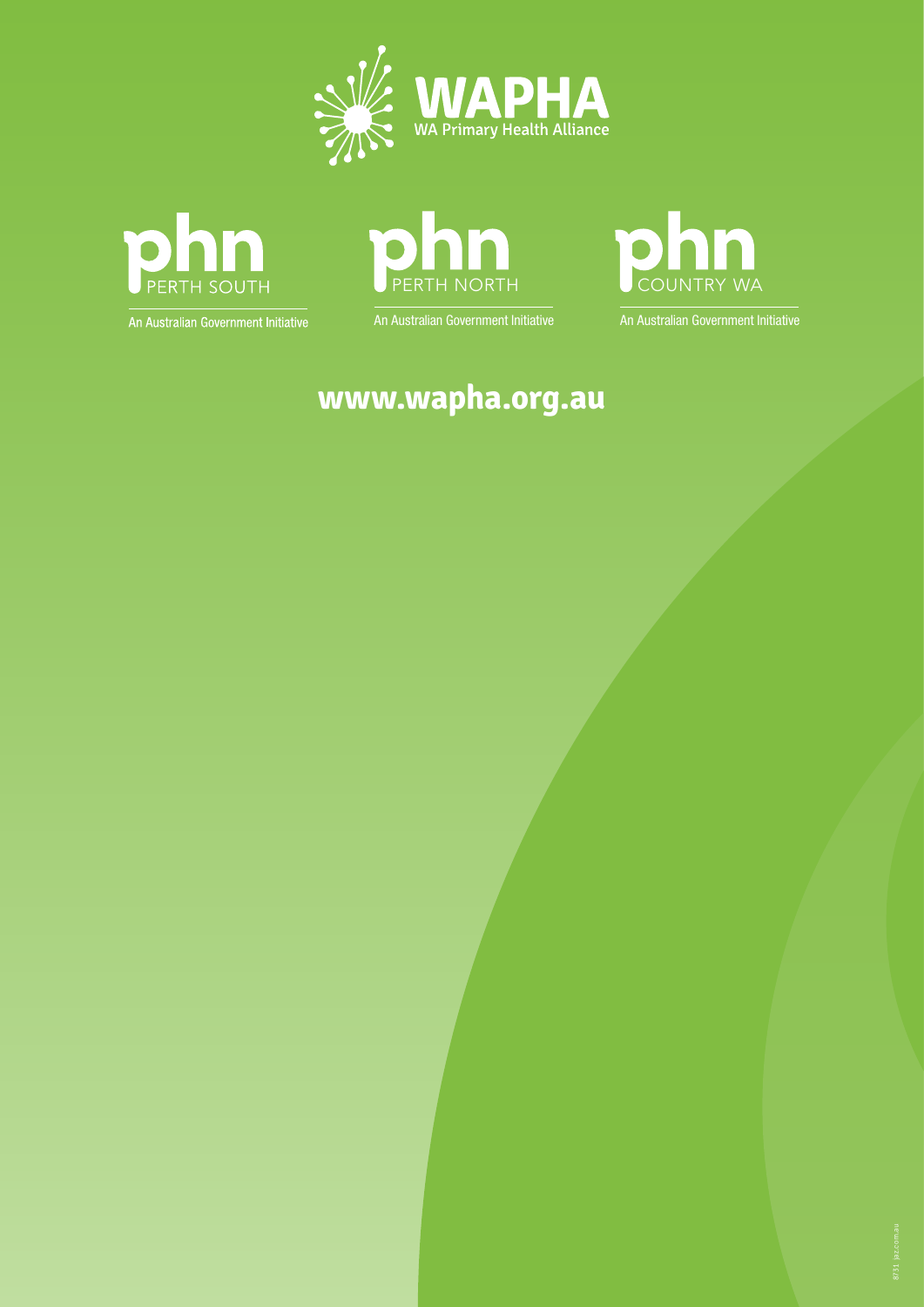WAPHA

WA Primary Health Alliance

phn PERTH SOUTH

An Australian Government Initiative

phn PERTH NORTH

An Australian Government Initiative

phn COUNTRY WA

An Australian Government Initiative

**www.wapha.org.au**

8731 jaz.com.au